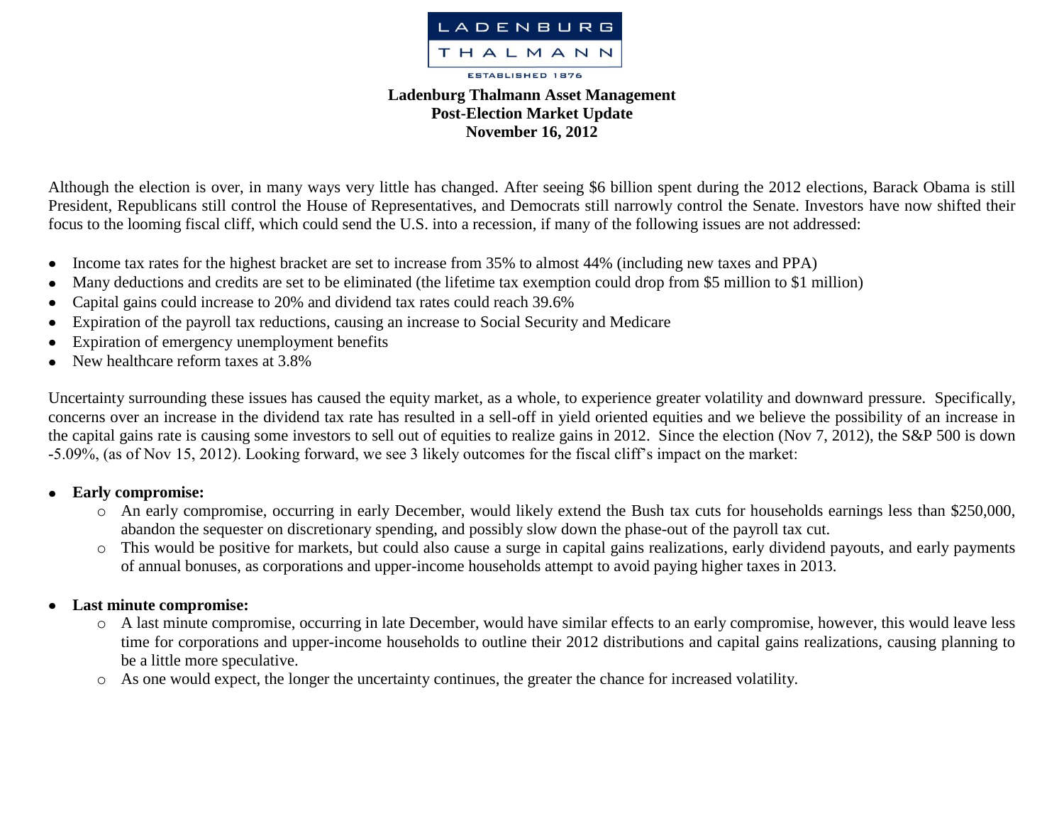LADENBURG THALMANN

ESTABLISHED 1876

**Ladenburg Thalmann Asset Management**
**Post-Election Market Update**
**November 16, 2012**

Although the election is over, in many ways very little has changed. After seeing $6 billion spent during the 2012 elections, Barack Obama is still President, Republicans still control the House of Representatives, and Democrats still narrowly control the Senate. Investors have now shifted their focus to the looming fiscal cliff, which could send the U.S. into a recession, if many of the following issues are not addressed:

- Income tax rates for the highest bracket are set to increase from 35% to almost 44% (including new taxes and PPA)
- Many deductions and credits are set to be eliminated (the lifetime tax exemption could drop from $5 million to $1 million)
- Capital gains could increase to 20% and dividend tax rates could reach 39.6%
- Expiration of the payroll tax reductions, causing an increase to Social Security and Medicare
- Expiration of emergency unemployment benefits
- New healthcare reform taxes at 3.8%

Uncertainty surrounding these issues has caused the equity market, as a whole, to experience greater volatility and downward pressure. Specifically, concerns over an increase in the dividend tax rate has resulted in a sell-off in yield oriented equities and we believe the possibility of an increase in the capital gains rate is causing some investors to sell out of equities to realize gains in 2012. Since the election (Nov 7, 2012), the S&P 500 is down -5.09%, (as of Nov 15, 2012). Looking forward, we see 3 likely outcomes for the fiscal cliff's impact on the market:

- **Early compromise:**
  - An early compromise, occurring in early December, would likely extend the Bush tax cuts for households earnings less than $250,000, abandon the sequester on discretionary spending, and possibly slow down the phase-out of the payroll tax cut.
  - This would be positive for markets, but could also cause a surge in capital gains realizations, early dividend payouts, and early payments of annual bonuses, as corporations and upper-income households attempt to avoid paying higher taxes in 2013.

- **Last minute compromise:**
  - A last minute compromise, occurring in late December, would have similar effects to an early compromise, however, this would leave less time for corporations and upper-income households to outline their 2012 distributions and capital gains realizations, causing planning to be a little more speculative.
  - As one would expect, the longer the uncertainty continues, the greater the chance for increased volatility.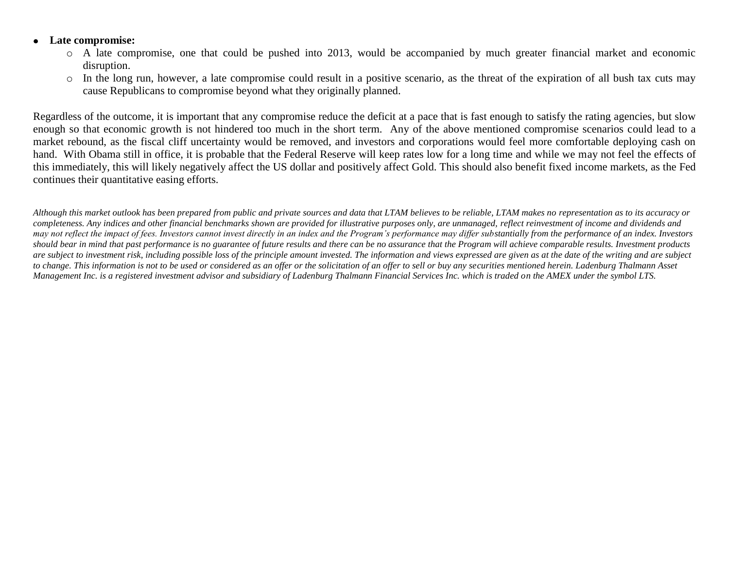- **Late compromise:**
  - A late compromise, one that could be pushed into 2013, would be accompanied by much greater financial market and economic disruption.
  - In the long run, however, a late compromise could result in a positive scenario, as the threat of the expiration of all bush tax cuts may cause Republicans to compromise beyond what they originally planned.

Regardless of the outcome, it is important that any compromise reduce the deficit at a pace that is fast enough to satisfy the rating agencies, but slow enough so that economic growth is not hindered too much in the short term. Any of the above mentioned compromise scenarios could lead to a market rebound, as the fiscal cliff uncertainty would be removed, and investors and corporations would feel more comfortable deploying cash on hand. With Obama still in office, it is probable that the Federal Reserve will keep rates low for a long time and while we may not feel the effects of this immediately, this will likely negatively affect the US dollar and positively affect Gold. This should also benefit fixed income markets, as the Fed continues their quantitative easing efforts.

*Although this market outlook has been prepared from public and private sources and data that LTAM believes to be reliable, LTAM makes no representation as to its accuracy or completeness. Any indices and other financial benchmarks shown are provided for illustrative purposes only, are unmanaged, reflect reinvestment of income and dividends and may not reflect the impact of fees. Investors cannot invest directly in an index and the Program's performance may differ substantially from the performance of an index. Investors should bear in mind that past performance is no guarantee of future results and there can be no assurance that the Program will achieve comparable results. Investment products are subject to investment risk, including possible loss of the principle amount invested. The information and views expressed are given as at the date of the writing and are subject to change. This information is not to be used or considered as an offer or the solicitation of an offer to sell or buy any securities mentioned herein. Ladenburg Thalmann Asset Management Inc. is a registered investment advisor and subsidiary of Ladenburg Thalmann Financial Services Inc. which is traded on the AMEX under the symbol LTS.*